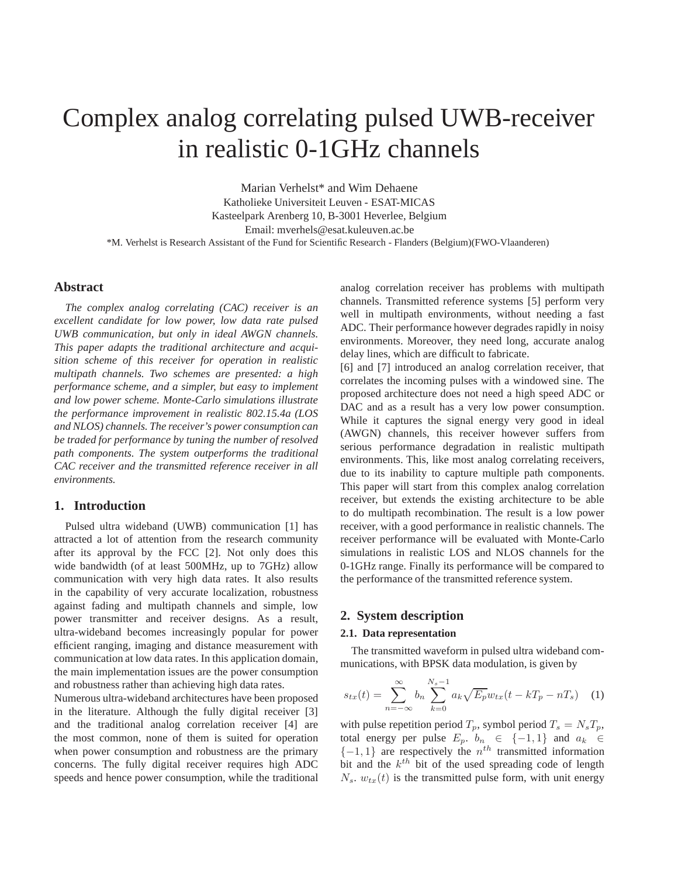# Complex analog correlating pulsed UWB-receiver in realistic 0-1GHz channels

Marian Verhelst* and Wim Dehaene

Katholieke Universiteit Leuven - ESAT-MICAS

Kasteelpark Arenberg 10, B-3001 Heverlee, Belgium

Email: mverhels@esat.kuleuven.ac.be

*M. Verhelst is Research Assistant of the Fund for Scientific Research - Flanders (Belgium)(FWO-Vlaanderen)

## Abstract

*The complex analog correlating (CAC) receiver is an excellent candidate for low power, low data rate pulsed UWB communication, but only in ideal AWGN channels. This paper adapts the traditional architecture and acquisition scheme of this receiver for operation in realistic multipath channels. Two schemes are presented: a high performance scheme, and a simpler, but easy to implement and low power scheme. Monte-Carlo simulations illustrate the performance improvement in realistic 802.15.4a (LOS and NLOS) channels. The receiver's power consumption can be traded for performance by tuning the number of resolved path components. The system outperforms the traditional CAC receiver and the transmitted reference receiver in all environments.*

## 1. Introduction

Pulsed ultra wideband (UWB) communication [1] has attracted a lot of attention from the research community after its approval by the FCC [2]. Not only does this wide bandwidth (of at least 500MHz, up to 7GHz) allow communication with very high data rates. It also results in the capability of very accurate localization, robustness against fading and multipath channels and simple, low power transmitter and receiver designs. As a result, ultra-wideband becomes increasingly popular for power efficient ranging, imaging and distance measurement with communication at low data rates. In this application domain, the main implementation issues are the power consumption and robustness rather than achieving high data rates.

Numerous ultra-wideband architectures have been proposed in the literature. Although the fully digital receiver [3] and the traditional analog correlation receiver [4] are the most common, none of them is suited for operation when power consumption and robustness are the primary concerns. The fully digital receiver requires high ADC speeds and hence power consumption, while the traditional analog correlation receiver has problems with multipath channels. Transmitted reference systems [5] perform very well in multipath environments, without needing a fast ADC. Their performance however degrades rapidly in noisy environments. Moreover, they need long, accurate analog delay lines, which are difficult to fabricate.

[6] and [7] introduced an analog correlation receiver, that correlates the incoming pulses with a windowed sine. The proposed architecture does not need a high speed ADC or DAC and as a result has a very low power consumption. While it captures the signal energy very good in ideal (AWGN) channels, this receiver however suffers from serious performance degradation in realistic multipath environments. This, like most analog correlating receivers, due to its inability to capture multiple path components. This paper will start from this complex analog correlation receiver, but extends the existing architecture to be able to do multipath recombination. The result is a low power receiver, with a good performance in realistic channels. The receiver performance will be evaluated with Monte-Carlo simulations in realistic LOS and NLOS channels for the 0-1GHz range. Finally its performance will be compared to the performance of the transmitted reference system.

## 2. System description

### 2.1. Data representation

The transmitted waveform in pulsed ultra wideband communications, with BPSK data modulation, is given by

$$s_{tx}(t) = \sum_{n=-\infty}^{\infty} b_n \sum_{k=0}^{N_s-1} a_k \sqrt{E_p} w_{tx}(t - kT_p - nT_s) \quad (1)$$

with pulse repetition period $T_p$, symbol period $T_s = N_s T_p$, total energy per pulse $E_p$. $b_n \in \{-1, 1\}$ and $a_k \in \{-1, 1\}$ are respectively the $n^{th}$ transmitted information bit and the $k^{th}$ bit of the used spreading code of length $N_s$. $w_{tx}(t)$ is the transmitted pulse form, with unit energy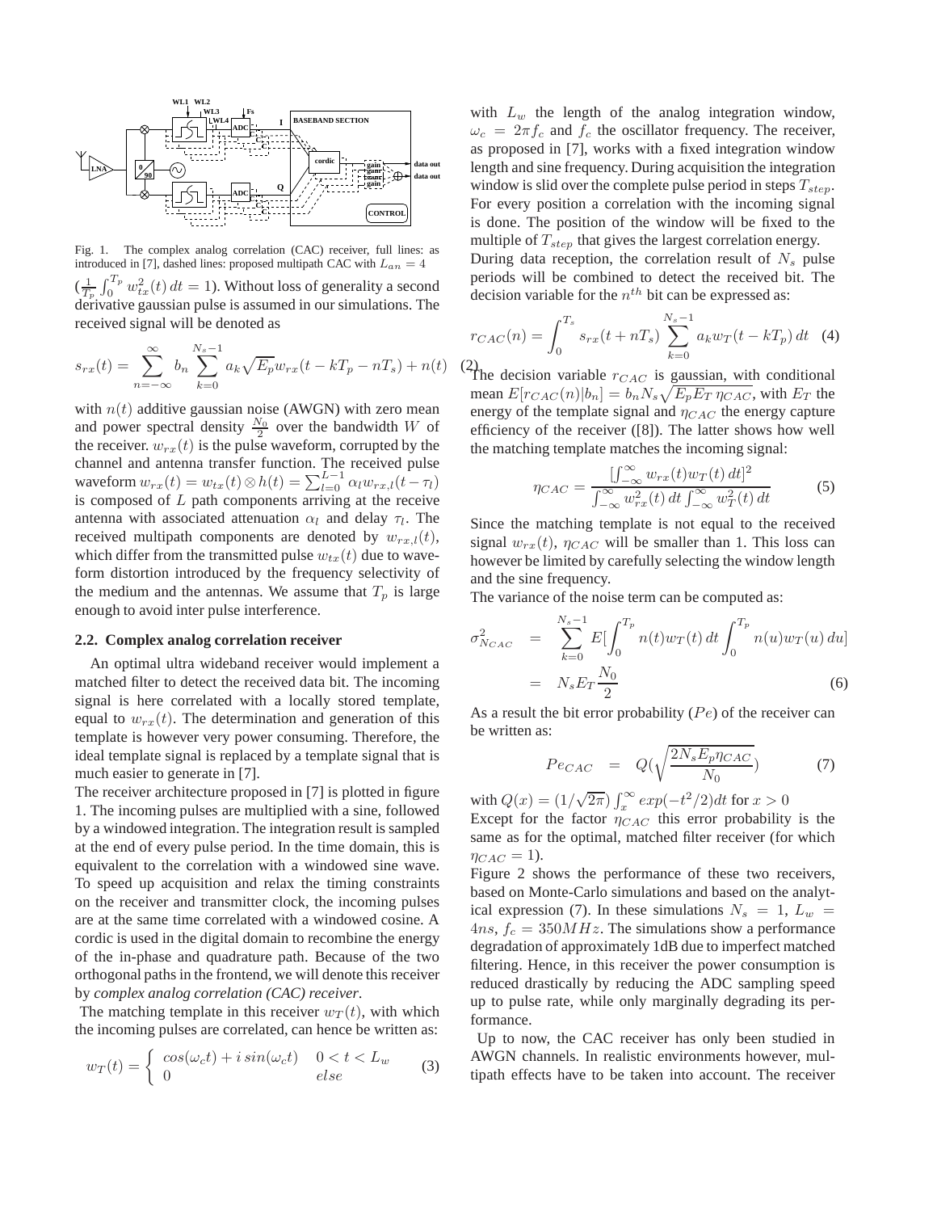Fig. 1. The complex analog correlation (CAC) receiver, full lines: as introduced in [7], dashed lines: proposed multipath CAC with $L_{an} = 4$

($\frac{1}{T_p}\int_0^{T_p} w_{tx}^2(t)\,dt = 1$). Without loss of generality a second derivative gaussian pulse is assumed in our simulations. The received signal will be denoted as

$$s_{rx}(t) = \sum_{n=-\infty}^{\infty} b_n \sum_{k=0}^{N_s-1} a_k \sqrt{E_p} w_{rx}(t - kT_p - nT_s) + n(t) \quad (2)$$

with $n(t)$ additive gaussian noise (AWGN) with zero mean and power spectral density $\frac{N_0}{2}$ over the bandwidth $W$ of the receiver. $w_{rx}(t)$ is the pulse waveform, corrupted by the channel and antenna transfer function. The received pulse waveform $w_{rx}(t) = w_{tx}(t) \otimes h(t) = \sum_{l=0}^{L-1} \alpha_l w_{rx,l}(t - \tau_l)$ is composed of $L$ path components arriving at the receive antenna with associated attenuation $\alpha_l$ and delay $\tau_l$. The received multipath components are denoted by $w_{rx,l}(t)$, which differ from the transmitted pulse $w_{tx}(t)$ due to waveform distortion introduced by the frequency selectivity of the medium and the antennas. We assume that $T_p$ is large enough to avoid inter pulse interference.

### 2.2. Complex analog correlation receiver

An optimal ultra wideband receiver would implement a matched filter to detect the received data bit. The incoming signal is here correlated with a locally stored template, equal to $w_{rx}(t)$. The determination and generation of this template is however very power consuming. Therefore, the ideal template signal is replaced by a template signal that is much easier to generate in [7].

The receiver architecture proposed in [7] is plotted in figure 1. The incoming pulses are multiplied with a sine, followed by a windowed integration. The integration result is sampled at the end of every pulse period. In the time domain, this is equivalent to the correlation with a windowed sine wave. To speed up acquisition and relax the timing constraints on the receiver and transmitter clock, the incoming pulses are at the same time correlated with a windowed cosine. A cordic is used in the digital domain to recombine the energy of the in-phase and quadrature path. Because of the two orthogonal paths in the frontend, we will denote this receiver by *complex analog correlation (CAC) receiver*.

The matching template in this receiver $w_T(t)$, with which the incoming pulses are correlated, can hence be written as:

$$w_T(t) = \begin{cases} cos(\omega_c t) + i\, sin(\omega_c t) & 0 < t < L_w \\ 0 & else \end{cases} \quad (3)$$

with $L_w$ the length of the analog integration window, $\omega_c = 2\pi f_c$ and $f_c$ the oscillator frequency. The receiver, as proposed in [7], works with a fixed integration window length and sine frequency. During acquisition the integration window is slid over the complete pulse period in steps $T_{step}$. For every position a correlation with the incoming signal is done. The position of the window will be fixed to the multiple of $T_{step}$ that gives the largest correlation energy.

During data reception, the correlation result of $N_s$ pulse periods will be combined to detect the received bit. The decision variable for the $n^{th}$ bit can be expressed as:

$$r_{CAC}(n) = \int_0^{T_s} s_{rx}(t + nT_s) \sum_{k=0}^{N_s-1} a_k w_T(t - kT_p)\,dt \quad (4)$$

The decision variable $r_{CAC}$ is gaussian, with conditional mean $E[r_{CAC}(n)|b_n] = b_n N_s \sqrt{E_p E_T\, \eta_{CAC}}$, with $E_T$ the energy of the template signal and $\eta_{CAC}$ the energy capture efficiency of the receiver ([8]). The latter shows how well the matching template matches the incoming signal:

$$\eta_{CAC} = \frac{[\int_{-\infty}^{\infty} w_{rx}(t) w_T(t)\,dt]^2}{\int_{-\infty}^{\infty} w_{rx}^2(t)\,dt \int_{-\infty}^{\infty} w_T^2(t)\,dt} \quad (5)$$

Since the matching template is not equal to the received signal $w_{rx}(t)$, $\eta_{CAC}$ will be smaller than 1. This loss can however be limited by carefully selecting the window length and the sine frequency.

The variance of the noise term can be computed as:

$$\begin{aligned} \sigma_{N_{CAC}}^2 &= \sum_{k=0}^{N_s-1} E[\int_0^{T_p} n(t) w_T(t)\,dt \int_0^{T_p} n(u) w_T(u)\,du] \\ &= N_s E_T \frac{N_0}{2} \end{aligned} \quad (6)$$

As a result the bit error probability ($Pe$) of the receiver can be written as:

$$Pe_{CAC} = Q(\sqrt{\frac{2N_s E_p \eta_{CAC}}{N_0}}) \quad (7)$$

with $Q(x) = (1/\sqrt{2\pi})\int_x^{\infty} exp(-t^2/2)dt$ for $x > 0$

Except for the factor $\eta_{CAC}$ this error probability is the same as for the optimal, matched filter receiver (for which $\eta_{CAC} = 1$).

Figure 2 shows the performance of these two receivers, based on Monte-Carlo simulations and based on the analytical expression (7). In these simulations $N_s = 1$, $L_w = 4ns$, $f_c = 350MHz$. The simulations show a performance degradation of approximately 1dB due to imperfect matched filtering. Hence, in this receiver the power consumption is reduced drastically by reducing the ADC sampling speed up to pulse rate, while only marginally degrading its performance.

Up to now, the CAC receiver has only been studied in AWGN channels. In realistic environments however, multipath effects have to be taken into account. The receiver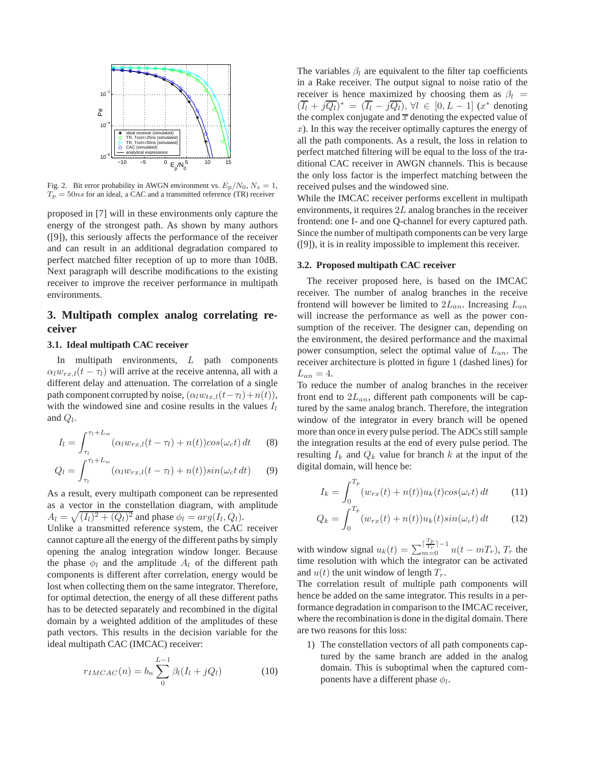Fig. 2. Bit error probability in AWGN environment vs. $E_p/N_0$, $N_s = 1$, $T_p = 50ns$ for an ideal, a CAC and a transmitted reference (TR) receiver

proposed in [7] will in these environments only capture the energy of the strongest path. As shown by many authors ([9]), this seriously affects the performance of the receiver and can result in an additional degradation compared to perfect matched filter reception of up to more than 10dB. Next paragraph will describe modifications to the existing receiver to improve the receiver performance in multipath environments.

## 3. Multipath complex analog correlating receiver

### 3.1. Ideal multipath CAC receiver

In multipath environments, $L$ path components $\alpha_l w_{rx,l}(t - \tau_l)$ will arrive at the receive antenna, all with a different delay and attenuation. The correlation of a single path component corrupted by noise, $(\alpha_l w_{tx,l}(t-\tau_l)+n(t))$, with the windowed sine and cosine results in the values $I_l$ and $Q_l$.

$$I_l = \int_{\tau_l}^{\tau_l+L_w} (\alpha_l w_{rx,l}(t - \tau_l) + n(t))cos(\omega_c t)\, dt \qquad (8)$$

$$Q_l = \int_{\tau_l}^{\tau_l+L_w} (\alpha_l w_{rx,l}(t - \tau_l) + n(t))sin(\omega_c t\, dt) \qquad (9)$$

As a result, every multipath component can be represented as a vector in the constellation diagram, with amplitude $A_l = \sqrt{(I_l)^2 + (Q_l)^2}$ and phase $\phi_l = arg(I_l, Q_l)$.

Unlike a transmitted reference system, the CAC receiver cannot capture all the energy of the different paths by simply opening the analog integration window longer. Because the phase $\phi_l$ and the amplitude $A_l$ of the different path components is different after correlation, energy would be lost when collecting them on the same integrator. Therefore, for optimal detection, the energy of all these different paths has to be detected separately and recombined in the digital domain by a weighted addition of the amplitudes of these path vectors. This results in the decision variable for the ideal multipath CAC (IMCAC) receiver:

$$r_{IMCAC}(n) = b_n \sum_{0}^{L-1} \beta_l (I_l + jQ_l) \qquad (10)$$

The variables $\beta_l$ are equivalent to the filter tap coefficients in a Rake receiver. The output signal to noise ratio of the receiver is hence maximized by choosing them as $\beta_l = (\overline{I_l} + j\overline{Q_l})^* = (\overline{I_l} - j\overline{Q_l})$, $\forall l \in [0, L-1]$ ($x^*$ denoting the complex conjugate and $\overline{x}$ denoting the expected value of $x$). In this way the receiver optimally captures the energy of all the path components. As a result, the loss in relation to perfect matched filtering will be equal to the loss of the traditional CAC receiver in AWGN channels. This is because the only loss factor is the imperfect matching between the received pulses and the windowed sine.

While the IMCAC receiver performs excellent in multipath environments, it requires $2L$ analog branches in the receiver frontend: one I- and one Q-channel for every captured path. Since the number of multipath components can be very large ([9]), it is in reality impossible to implement this receiver.

### 3.2. Proposed multipath CAC receiver

The receiver proposed here, is based on the IMCAC receiver. The number of analog branches in the receive frontend will however be limited to $2L_{an}$. Increasing $L_{an}$ will increase the performance as well as the power consumption of the receiver. The designer can, depending on the environment, the desired performance and the maximal power consumption, select the optimal value of $L_{an}$. The receiver architecture is plotted in figure 1 (dashed lines) for $L_{an} = 4$.

To reduce the number of analog branches in the receiver front end to $2L_{an}$, different path components will be captured by the same analog branch. Therefore, the integration window of the integrator in every branch will be opened more than once in every pulse period. The ADCs still sample the integration results at the end of every pulse period. The resulting $I_k$ and $Q_k$ value for branch $k$ at the input of the digital domain, will hence be:

$$I_k = \int_0^{T_p} (w_{rx}(t) + n(t))u_k(t)cos(\omega_c t)\, dt \qquad (11)$$

$$Q_k = \int_0^{T_p} (w_{rx}(t) + n(t))u_k(t)sin(\omega_c t)\, dt \qquad (12)$$

with window signal $u_k(t) = \sum_{m=0}^{\lceil \frac{T_p}{T_r} \rceil - 1} u(t - mT_r)$, $T_r$ the time resolution with which the integrator can be activated and $u(t)$ the unit window of length $T_r$.

The correlation result of multiple path components will hence be added on the same integrator. This results in a performance degradation in comparison to the IMCAC receiver, where the recombination is done in the digital domain. There are two reasons for this loss:

1) The constellation vectors of all path components captured by the same branch are added in the analog domain. This is suboptimal when the captured components have a different phase $\phi_l$.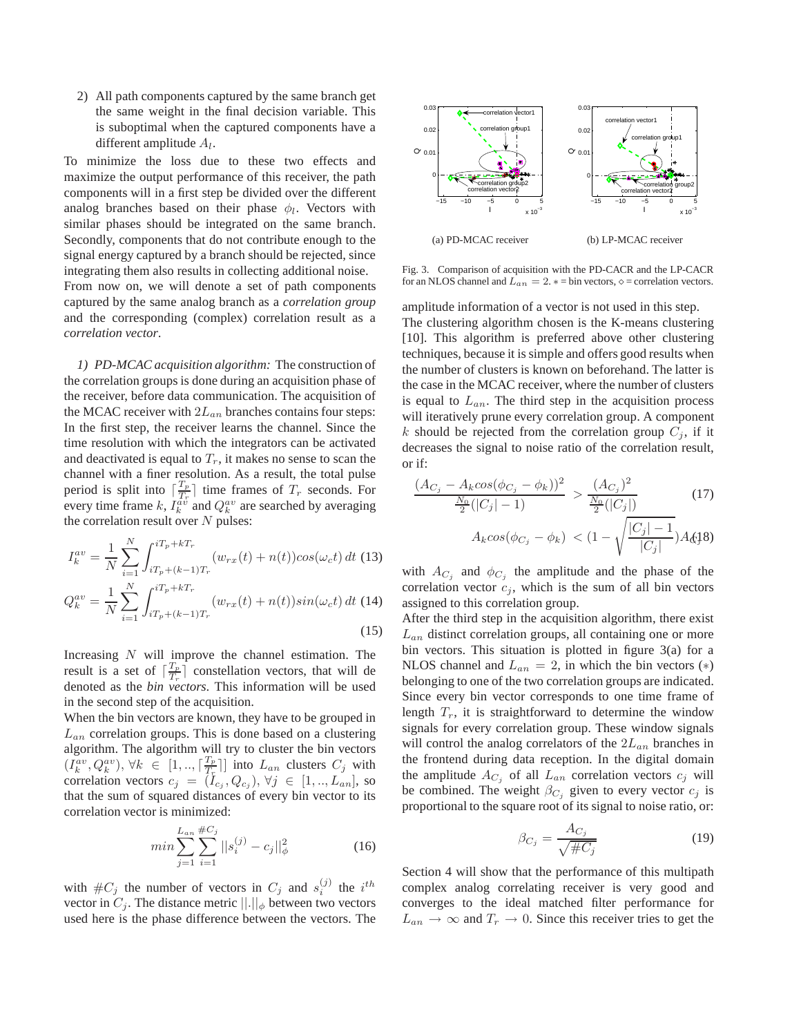2) All path components captured by the same branch get the same weight in the final decision variable. This is suboptimal when the captured components have a different amplitude $A_l$.

To minimize the loss due to these two effects and maximize the output performance of this receiver, the path components will in a first step be divided over the different analog branches based on their phase $\phi_l$. Vectors with similar phases should be integrated on the same branch. Secondly, components that do not contribute enough to the signal energy captured by a branch should be rejected, since integrating them also results in collecting additional noise.

From now on, we will denote a set of path components captured by the same analog branch as a *correlation group* and the corresponding (complex) correlation result as a *correlation vector*.

*1) PD-MCAC acquisition algorithm:* The construction of the correlation groups is done during an acquisition phase of the receiver, before data communication. The acquisition of the MCAC receiver with $2L_{an}$ branches contains four steps: In the first step, the receiver learns the channel. Since the time resolution with which the integrators can be activated and deactivated is equal to $T_r$, it makes no sense to scan the channel with a finer resolution. As a result, the total pulse period is split into $\lceil \frac{T_p}{T_r} \rceil$ time frames of $T_r$ seconds. For every time frame $k$, $I_k^{av}$ and $Q_k^{av}$ are searched by averaging the correlation result over $N$ pulses:

$$I_k^{av} = \frac{1}{N}\sum_{i=1}^{N}\int_{iT_p+(k-1)T_r}^{iT_p+kT_r}(w_{rx}(t)+n(t))cos(\omega_c t)\,dt \quad (13)$$

$$Q_k^{av} = \frac{1}{N}\sum_{i=1}^{N}\int_{iT_p+(k-1)T_r}^{iT_p+kT_r}(w_{rx}(t)+n(t))sin(\omega_c t)\,dt \quad (14)$$

$$(15)$$

Increasing $N$ will improve the channel estimation. The result is a set of $\lceil \frac{T_p}{T_r} \rceil$ constellation vectors, that will de denoted as the *bin vectors*. This information will be used in the second step of the acquisition.

When the bin vectors are known, they have to be grouped in $L_{an}$ correlation groups. This is done based on a clustering algorithm. The algorithm will try to cluster the bin vectors $(I_k^{av}, Q_k^{av})$, $\forall k \in [1, .., \lceil \frac{T_p}{T_r} \rceil]$ into $L_{an}$ clusters $C_j$ with correlation vectors $c_j = (I_{c_j}, Q_{c_j})$, $\forall j \in [1, .., L_{an}]$, so that the sum of squared distances of every bin vector to its correlation vector is minimized:

$$min \sum_{j=1}^{L_{an}} \sum_{i=1}^{\#C_j} ||s_i^{(j)} - c_j||_\phi^2 \quad (16)$$

with $\#C_j$ the number of vectors in $C_j$ and $s_i^{(j)}$ the $i^{th}$ vector in $C_j$. The distance metric $||.||_\phi$ between two vectors used here is the phase difference between the vectors. The amplitude information of a vector is not used in this step.

Fig. 3. Comparison of acquisition with the PD-CACR and the LP-CACR for an NLOS channel and $L_{an} = 2$. $*$ = bin vectors, $\diamond$ = correlation vectors.

(a) PD-MCAC receiver (b) LP-MCAC receiver

The clustering algorithm chosen is the K-means clustering [10]. This algorithm is preferred above other clustering techniques, because it is simple and offers good results when the number of clusters is known on beforehand. The latter is the case in the MCAC receiver, where the number of clusters is equal to $L_{an}$. The third step in the acquisition process will iteratively prune every correlation group. A component $k$ should be rejected from the correlation group $C_j$, if it decreases the signal to noise ratio of the correlation result, or if:

$$\frac{(A_{C_j} - A_k cos(\phi_{C_j} - \phi_k))^2}{\frac{N_0}{2}(|C_j| - 1)} > \frac{(A_{C_j})^2}{\frac{N_0}{2}(|C_j|)} \quad (17)$$

$$A_k cos(\phi_{C_j} - \phi_k) < (1 - \sqrt{\frac{|C_j| - 1}{|C_j|}})A_{C_j} \quad (18)$$

with $A_{C_j}$ and $\phi_{C_j}$ the amplitude and the phase of the correlation vector $c_j$, which is the sum of all bin vectors assigned to this correlation group.

After the third step in the acquisition algorithm, there exist $L_{an}$ distinct correlation groups, all containing one or more bin vectors. This situation is plotted in figure 3(a) for a NLOS channel and $L_{an} = 2$, in which the bin vectors ($*$) belonging to one of the two correlation groups are indicated. Since every bin vector corresponds to one time frame of length $T_r$, it is straightforward to determine the window signals for every correlation group. These window signals will control the analog correlators of the $2L_{an}$ branches in the frontend during data reception. In the digital domain the amplitude $A_{C_j}$ of all $L_{an}$ correlation vectors $c_j$ will be combined. The weight $\beta_{C_j}$ given to every vector $c_j$ is proportional to the square root of its signal to noise ratio, or:

$$\beta_{C_j} = \frac{A_{C_j}}{\sqrt{\#C_j}} \quad (19)$$

Section 4 will show that the performance of this multipath complex analog correlating receiver is very good and converges to the ideal matched filter performance for $L_{an} \rightarrow \infty$ and $T_r \rightarrow 0$. Since this receiver tries to get the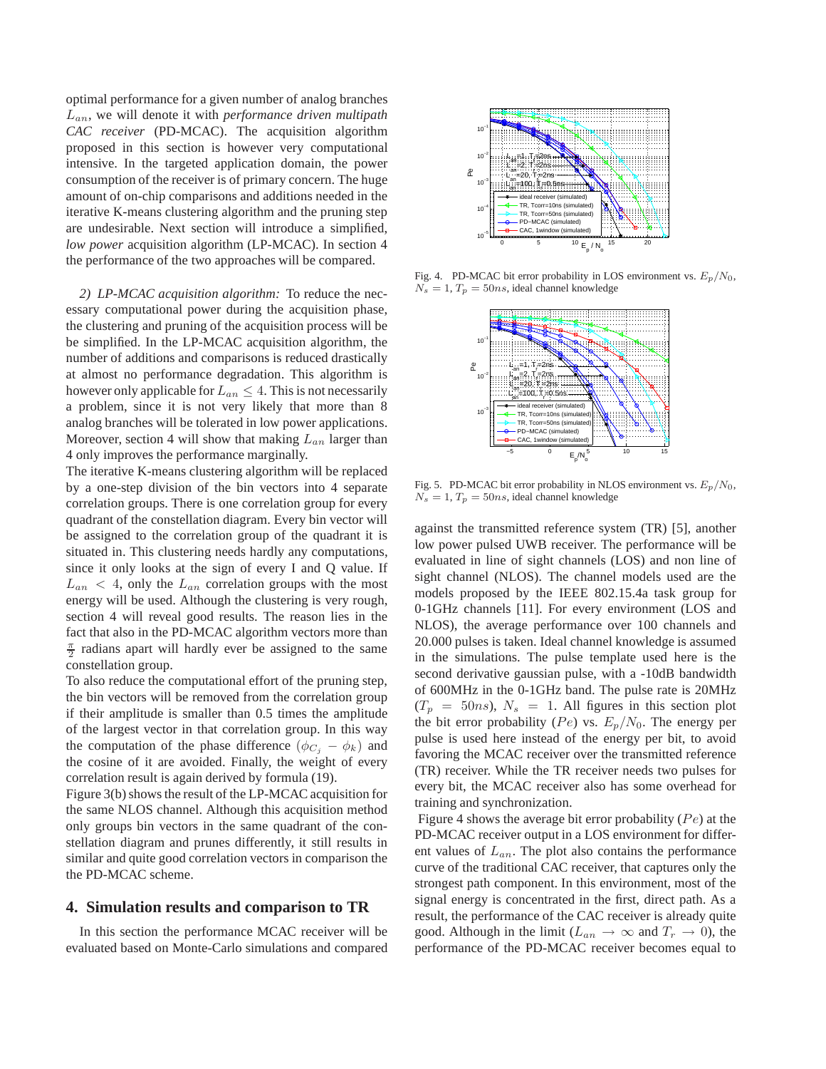optimal performance for a given number of analog branches $L_{an}$, we will denote it with *performance driven multipath CAC receiver* (PD-MCAC). The acquisition algorithm proposed in this section is however very computational intensive. In the targeted application domain, the power consumption of the receiver is of primary concern. The huge amount of on-chip comparisons and additions needed in the iterative K-means clustering algorithm and the pruning step are undesirable. Next section will introduce a simplified, *low power* acquisition algorithm (LP-MCAC). In section 4 the performance of the two approaches will be compared.

*2) LP-MCAC acquisition algorithm:* To reduce the necessary computational power during the acquisition phase, the clustering and pruning of the acquisition process will be be simplified. In the LP-MCAC acquisition algorithm, the number of additions and comparisons is reduced drastically at almost no performance degradation. This algorithm is however only applicable for $L_{an} \leq 4$. This is not necessarily a problem, since it is not very likely that more than 8 analog branches will be tolerated in low power applications. Moreover, section 4 will show that making $L_{an}$ larger than 4 only improves the performance marginally.

The iterative K-means clustering algorithm will be replaced by a one-step division of the bin vectors into 4 separate correlation groups. There is one correlation group for every quadrant of the constellation diagram. Every bin vector will be assigned to the correlation group of the quadrant it is situated in. This clustering needs hardly any computations, since it only looks at the sign of every I and Q value. If $L_{an} < 4$, only the $L_{an}$ correlation groups with the most energy will be used. Although the clustering is very rough, section 4 will reveal good results. The reason lies in the fact that also in the PD-MCAC algorithm vectors more than $\frac{\pi}{2}$ radians apart will hardly ever be assigned to the same constellation group.

To also reduce the computational effort of the pruning step, the bin vectors will be removed from the correlation group if their amplitude is smaller than 0.5 times the amplitude of the largest vector in that correlation group. In this way the computation of the phase difference $(\phi_{C_j} - \phi_k)$ and the cosine of it are avoided. Finally, the weight of every correlation result is again derived by formula (19).

Figure 3(b) shows the result of the LP-MCAC acquisition for the same NLOS channel. Although this acquisition method only groups bin vectors in the same quadrant of the constellation diagram and prunes differently, it still results in similar and quite good correlation vectors in comparison the the PD-MCAC scheme.

## 4. Simulation results and comparison to TR

In this section the performance MCAC receiver will be evaluated based on Monte-Carlo simulations and compared against the transmitted reference system (TR) [5], another low power pulsed UWB receiver. The performance will be evaluated in line of sight channel (LOS) and non line of sight channel (NLOS). The channel models used are the models proposed by the IEEE 802.15.4a task group for 0-1GHz channels [11]. For every environment (LOS and NLOS), the average performance over 100 channels and 20.000 pulses is taken. Ideal channel knowledge is assumed in the simulations. The pulse template used here is the second derivative gaussian pulse, with a -10dB bandwidth of 600MHz in the 0-1GHz band. The pulse rate is 20MHz ($T_p = 50ns$), $N_s = 1$. All figures in this section plot the bit error probability ($Pe$) vs. $E_p/N_0$. The energy per pulse is used here instead of the energy per bit, to avoid favoring the MCAC receiver over the transmitted reference (TR) receiver. While the TR receiver needs two pulses for every bit, the MCAC receiver also has some overhead for training and synchronization.

Figure 4 shows the average bit error probability ($Pe$) at the PD-MCAC receiver output in a LOS environment for different values of $L_{an}$. The plot also contains the performance curve of the traditional CAC receiver, that captures only the strongest path component. In this environment, most of the signal energy is concentrated in the first, direct path. As a result, the performance of the CAC receiver is already quite good. Although in the limit ($L_{an} \rightarrow \infty$ and $T_r \rightarrow 0$), the performance of the PD-MCAC receiver becomes equal to

Fig. 4. PD-MCAC bit error probability in LOS environment vs. $E_p/N_0$, $N_s = 1$, $T_p = 50ns$, ideal channel knowledge

Fig. 5. PD-MCAC bit error probability in NLOS environment vs. $E_p/N_0$, $N_s = 1$, $T_p = 50ns$, ideal channel knowledge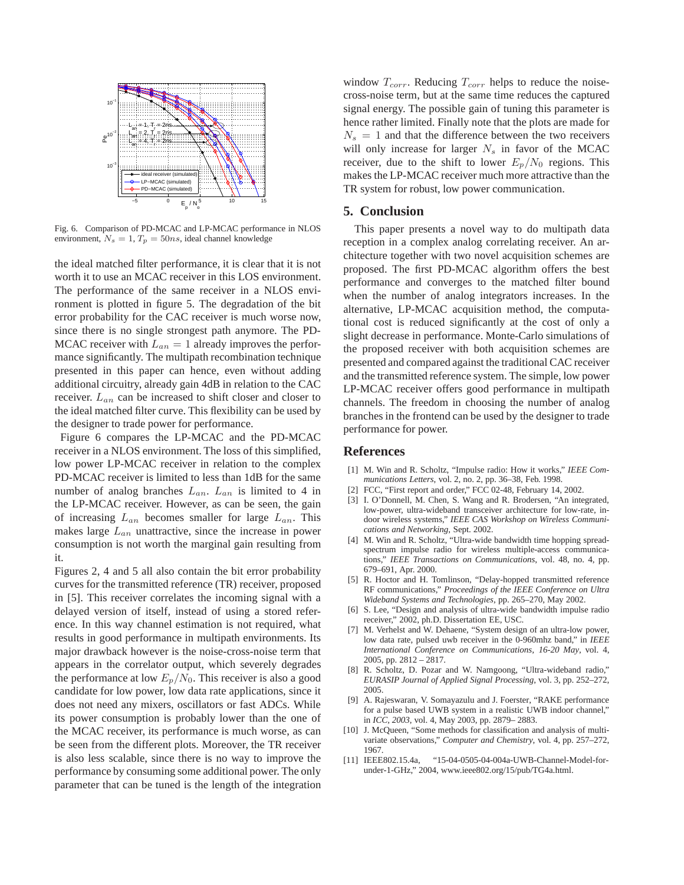Pe

$10^{-1}$

$10^{-2}$

$10^{-3}$

$L_{an} = 1, T_i = 2ns$

$L_{an} = 2, T_i = 2ns$

$L_{an} = 4, T_i = 2ns$

ideal receiver (simulated)

LP−MCAC (simulated)

PD−MCAC (simulated)

−5 0 5 10 15

$E_p / N_o$

Fig. 6. Comparison of PD-MCAC and LP-MCAC performance in NLOS environment, $N_s = 1$, $T_p = 50ns$, ideal channel knowledge

the ideal matched filter performance, it is clear that it is not worth it to use an MCAC receiver in this LOS environment. The performance of the same receiver in a NLOS environment is plotted in figure 5. The degradation of the bit error probability for the CAC receiver is much worse now, since there is no single strongest path anymore. The PD-MCAC receiver with $L_{an} = 1$ already improves the performance significantly. The multipath recombination technique presented in this paper can hence, even without adding additional circuitry, already gain 4dB in relation to the CAC receiver. $L_{an}$ can be increased to shift closer and closer to the ideal matched filter curve. This flexibility can be used by the designer to trade power for performance.

Figure 6 compares the LP-MCAC and the PD-MCAC receiver in a NLOS environment. The loss of this simplified, low power LP-MCAC receiver in relation to the complex PD-MCAC receiver is limited to less than 1dB for the same number of analog branches $L_{an}$. $L_{an}$ is limited to 4 in the LP-MCAC receiver. However, as can be seen, the gain of increasing $L_{an}$ becomes smaller for large $L_{an}$. This makes large $L_{an}$ unattractive, since the increase in power consumption is not worth the marginal gain resulting from it.

Figures 2, 4 and 5 all also contain the bit error probability curves for the transmitted reference (TR) receiver, proposed in [5]. This receiver correlates the incoming signal with a delayed version of itself, instead of using a stored reference. In this way channel estimation is not required, what results in good performance in multipath environments. Its major drawback however is the noise-cross-noise term that appears in the correlator output, which severely degrades the performance at low $E_p/N_0$. This receiver is also a good candidate for low power, low data rate applications, since it does not need any mixers, oscillators or fast ADCs. While its power consumption is probably lower than the one of the MCAC receiver, its performance is much worse, as can be seen from the different plots. Moreover, the TR receiver is also less scalable, since there is no way to improve the performance by consuming some additional power. The only parameter that can be tuned is the length of the integration window $T_{corr}$. Reducing $T_{corr}$ helps to reduce the noise-cross-noise term, but at the same time reduces the captured signal energy. The possible gain of tuning this parameter is hence rather limited. Finally note that the plots are made for $N_s = 1$ and that the difference between the two receivers will only increase for larger $N_s$ in favor of the MCAC receiver, due to the shift to lower $E_p/N_0$ regions. This makes the LP-MCAC receiver much more attractive than the TR system for robust, low power communication.

## 5. Conclusion

This paper presents a novel way to do multipath data reception in a complex analog correlating receiver. An architecture together with two novel acquisition schemes are proposed. The first PD-MCAC algorithm offers the best performance and converges to the matched filter bound when the number of analog integrators increases. In the alternative, LP-MCAC acquisition method, the computational cost is reduced significantly at the cost of only a slight decrease in performance. Monte-Carlo simulations of the proposed receiver with both acquisition schemes are presented and compared against the traditional CAC receiver and the transmitted reference system. The simple, low power LP-MCAC receiver offers good performance in multipath channels. The freedom in choosing the number of analog branches in the frontend can be used by the designer to trade performance for power.

## References

[1] M. Win and R. Scholtz, "Impulse radio: How it works," *IEEE Communications Letters*, vol. 2, no. 2, pp. 36–38, Feb. 1998.

[2] FCC, "First report and order," FCC 02-48, February 14, 2002.

[3] I. O'Donnell, M. Chen, S. Wang and R. Brodersen, "An integrated, low-power, ultra-wideband transceiver architecture for low-rate, indoor wireless systems," *IEEE CAS Workshop on Wireless Communications and Networking*, Sept. 2002.

[4] M. Win and R. Scholtz, "Ultra-wide bandwidth time hopping spread-spectrum impulse radio for wireless multiple-access communications," *IEEE Transactions on Communications*, vol. 48, no. 4, pp. 679–691, Apr. 2000.

[5] R. Hoctor and H. Tomlinson, "Delay-hopped transmitted reference RF communications," *Proceedings of the IEEE Conference on Ultra Wideband Systems and Technologies*, pp. 265–270, May 2002.

[6] S. Lee, "Design and analysis of ultra-wide bandwidth impulse radio receiver," 2002, ph.D. Dissertation EE, USC.

[7] M. Verhelst and W. Dehaene, "System design of an ultra-low power, low data rate, pulsed uwb receiver in the 0-960mhz band," in *IEEE International Conference on Communications, 16-20 May*, vol. 4, 2005, pp. 2812 – 2817.

[8] R. Scholtz, D. Pozar and W. Namgoong, "Ultra-wideband radio," *EURASIP Journal of Applied Signal Processing*, vol. 3, pp. 252–272, 2005.

[9] A. Rajeswaran, V. Somayazulu and J. Foerster, "RAKE performance for a pulse based UWB system in a realistic UWB indoor channel," in *ICC, 2003*, vol. 4, May 2003, pp. 2879– 2883.

[10] J. McQueen, "Some methods for classification and analysis of multivariate observations," *Computer and Chemistry*, vol. 4, pp. 257–272, 1967.

[11] IEEE802.15.4a, "15-04-0505-04-004a-UWB-Channel-Model-for-under-1-GHz," 2004, www.ieee802.org/15/pub/TG4a.html.